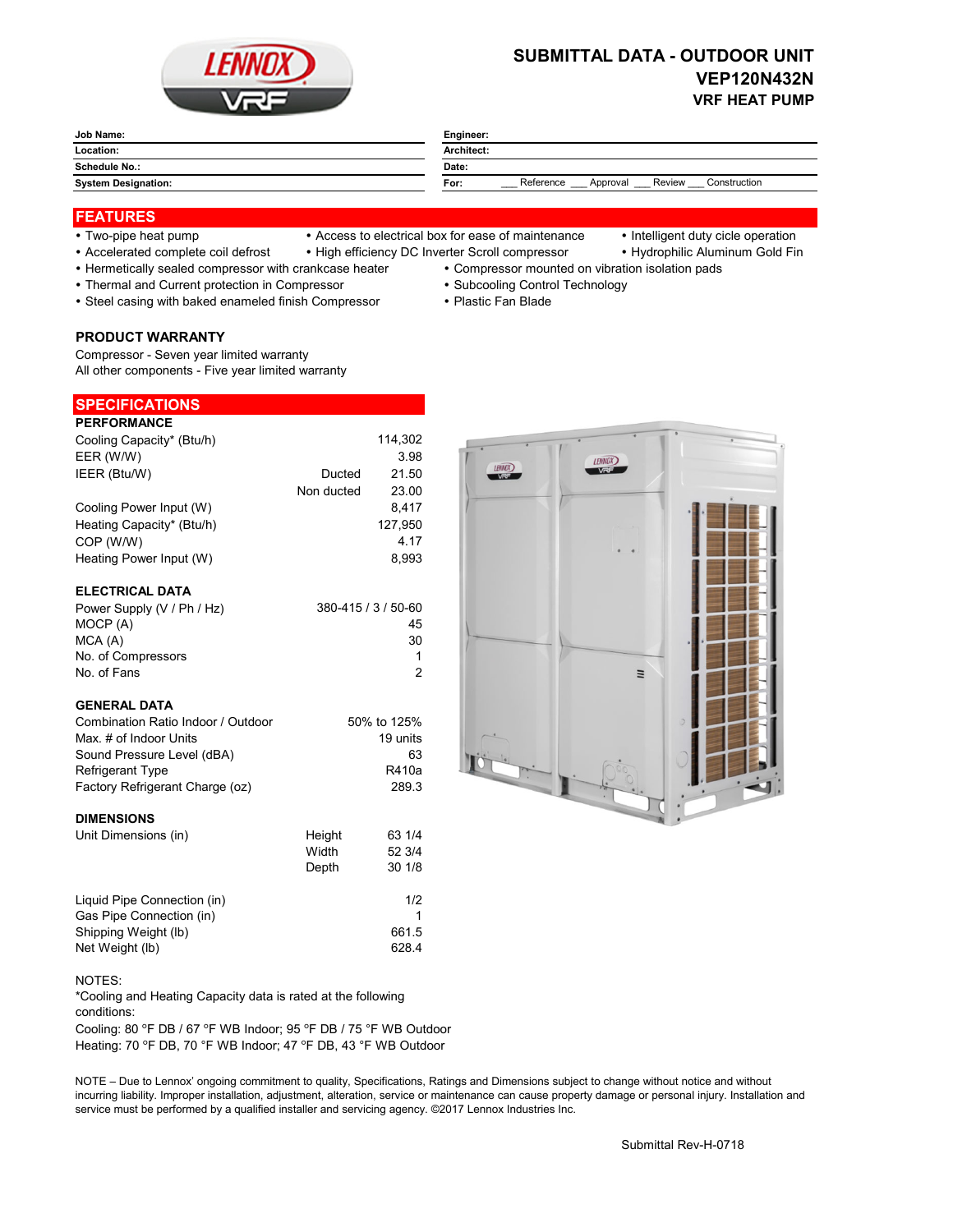# SUBMITTAL DATA - OUTDOOR UNIT
## VEP120N432N
### VRF HEAT PUMP

| | | | |
|---|---|---|---|
| **Job Name:** | | **Engineer:** | |
| **Location:** | | **Architect:** | |
| **Schedule No.:** | | **Date:** | |
| **System Designation:** | | **For:** | ___ Reference ___ Approval ___ Review ___ Construction |

## FEATURES

- Two-pipe heat pump
- Accelerated complete coil defrost
- Hermetically sealed compressor with crankcase heater
- Thermal and Current protection in Compressor
- Steel casing with baked enameled finish Compressor
- Access to electrical box for ease of maintenance
- High efficiency DC Inverter Scroll compressor
- Compressor mounted on vibration isolation pads
- Subcooling Control Technology
- Plastic Fan Blade
- Intelligent duty cicle operation
- Hydrophilic Aluminum Gold Fin

### PRODUCT WARRANTY

Compressor - Seven year limited warranty
All other components - Five year limited warranty

## SPECIFICATIONS

### PERFORMANCE

| | | |
|---|---|---|
| Cooling Capacity* (Btu/h) | | 114,302 |
| EER (W/W) | | 3.98 |
| IEER (Btu/W) | Ducted | 21.50 |
| | Non ducted | 23.00 |
| Cooling Power Input (W) | | 8,417 |
| Heating Capacity* (Btu/h) | | 127,950 |
| COP (W/W) | | 4.17 |
| Heating Power Input (W) | | 8,993 |

### ELECTRICAL DATA

| | |
|---|---|
| Power Supply (V / Ph / Hz) | 380-415 / 3 / 50-60 |
| MOCP (A) | 45 |
| MCA (A) | 30 |
| No. of Compressors | 1 |
| No. of Fans | 2 |

### GENERAL DATA

| | |
|---|---|
| Combination Ratio Indoor / Outdoor | 50% to 125% |
| Max. # of Indoor Units | 19 units |
| Sound Pressure Level (dBA) | 63 |
| Refrigerant Type | R410a |
| Factory Refrigerant Charge (oz) | 289.3 |

### DIMENSIONS

| | | |
|---|---|---|
| Unit Dimensions (in) | Height | 63 1/4 |
| | Width | 52 3/4 |
| | Depth | 30 1/8 |
| Liquid Pipe Connection (in) | | 1/2 |
| Gas Pipe Connection (in) | | 1 |
| Shipping Weight (lb) | | 661.5 |
| Net Weight (lb) | | 628.4 |

NOTES:
*Cooling and Heating Capacity data is rated at the following conditions:
Cooling: 80 °F DB / 67 °F WB Indoor; 95 °F DB / 75 °F WB Outdoor
Heating: 70 °F DB, 70 °F WB Indoor; 47 °F DB, 43 °F WB Outdoor

NOTE – Due to Lennox' ongoing commitment to quality, Specifications, Ratings and Dimensions subject to change without notice and without incurring liability. Improper installation, adjustment, alteration, service or maintenance can cause property damage or personal injury. Installation and service must be performed by a qualified installer and servicing agency. ©2017 Lennox Industries Inc.

Submittal Rev-H-0718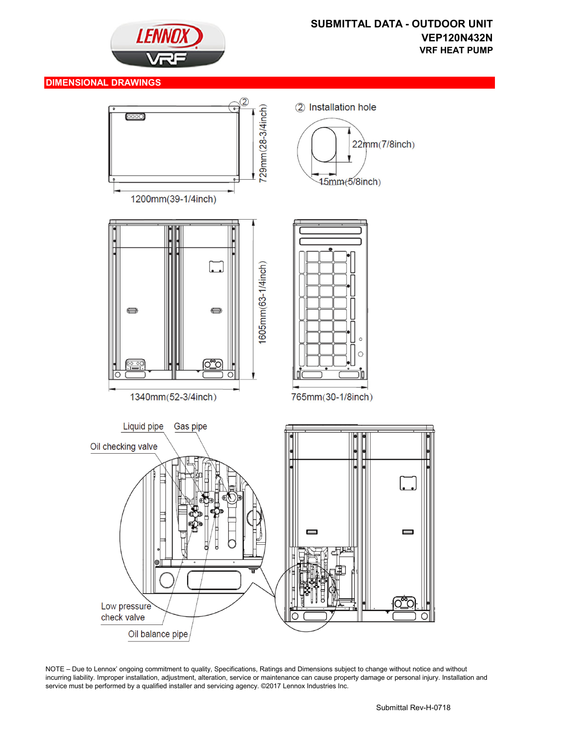# SUBMITTAL DATA - OUTDOOR UNIT

## VEP120N432N

### VRF HEAT PUMP

## DIMENSIONAL DRAWINGS

729mm(28-3/4inch)

1200mm(39-1/4inch)

② Installation hole

22mm(7/8inch)

15mm(5/8inch)

1605mm(63-1/4inch)

1340mm(52-3/4inch)

765mm(30-1/8inch)

Liquid pipe

Gas pipe

Oil checking valve

Low pressure check valve

Oil balance pipe

NOTE – Due to Lennox' ongoing commitment to quality, Specifications, Ratings and Dimensions subject to change without notice and without incurring liability. Improper installation, adjustment, alteration, service or maintenance can cause property damage or personal injury. Installation and service must be performed by a qualified installer and servicing agency. ©2017 Lennox Industries Inc.

Submittal Rev-H-0718